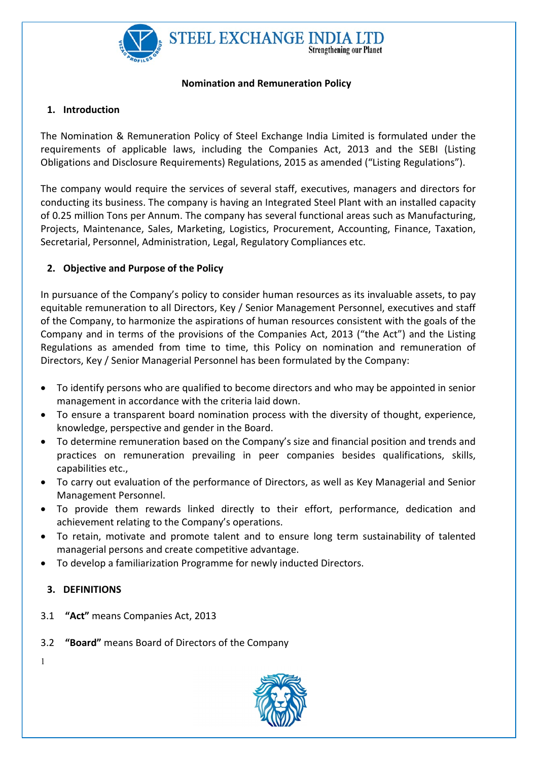# Nomination and Remuneration Policy

## 1. Introduction

The Nomination & Remuneration Policy of Steel Exchange India Limited is formulated under the requirements of applicable laws, including the Companies Act, 2013 and the SEBI (Listing Obligations and Disclosure Requirements) Regulations, 2015 as amended ("Listing Regulations").

The company would require the services of several staff, executives, managers and directors for conducting its business. The company is having an Integrated Steel Plant with an installed capacity of 0.25 million Tons per Annum. The company has several functional areas such as Manufacturing, Projects, Maintenance, Sales, Marketing, Logistics, Procurement, Accounting, Finance, Taxation, Secretarial, Personnel, Administration, Legal, Regulatory Compliances etc.

## 2. Objective and Purpose of the Policy

In pursuance of the Company's policy to consider human resources as its invaluable assets, to pay equitable remuneration to all Directors, Key / Senior Management Personnel, executives and staff of the Company, to harmonize the aspirations of human resources consistent with the goals of the Company and in terms of the provisions of the Companies Act, 2013 ("the Act") and the Listing Regulations as amended from time to time, this Policy on nomination and remuneration of Directors, Key / Senior Managerial Personnel has been formulated by the Company:

- To identify persons who are qualified to become directors and who may be appointed in senior management in accordance with the criteria laid down.
- To ensure a transparent board nomination process with the diversity of thought, experience, knowledge, perspective and gender in the Board.
- To determine remuneration based on the Company's size and financial position and trends and practices on remuneration prevailing in peer companies besides qualifications, skills, capabilities etc.,
- To carry out evaluation of the performance of Directors, as well as Key Managerial and Senior Management Personnel.
- To provide them rewards linked directly to their effort, performance, dedication and achievement relating to the Company's operations.
- To retain, motivate and promote talent and to ensure long term sustainability of talented managerial persons and create competitive advantage.
- To develop a familiarization Programme for newly inducted Directors.

## 3. DEFINITIONS

3.1 **"Act"** means Companies Act, 2013

3.2 **"Board"** means Board of Directors of the Company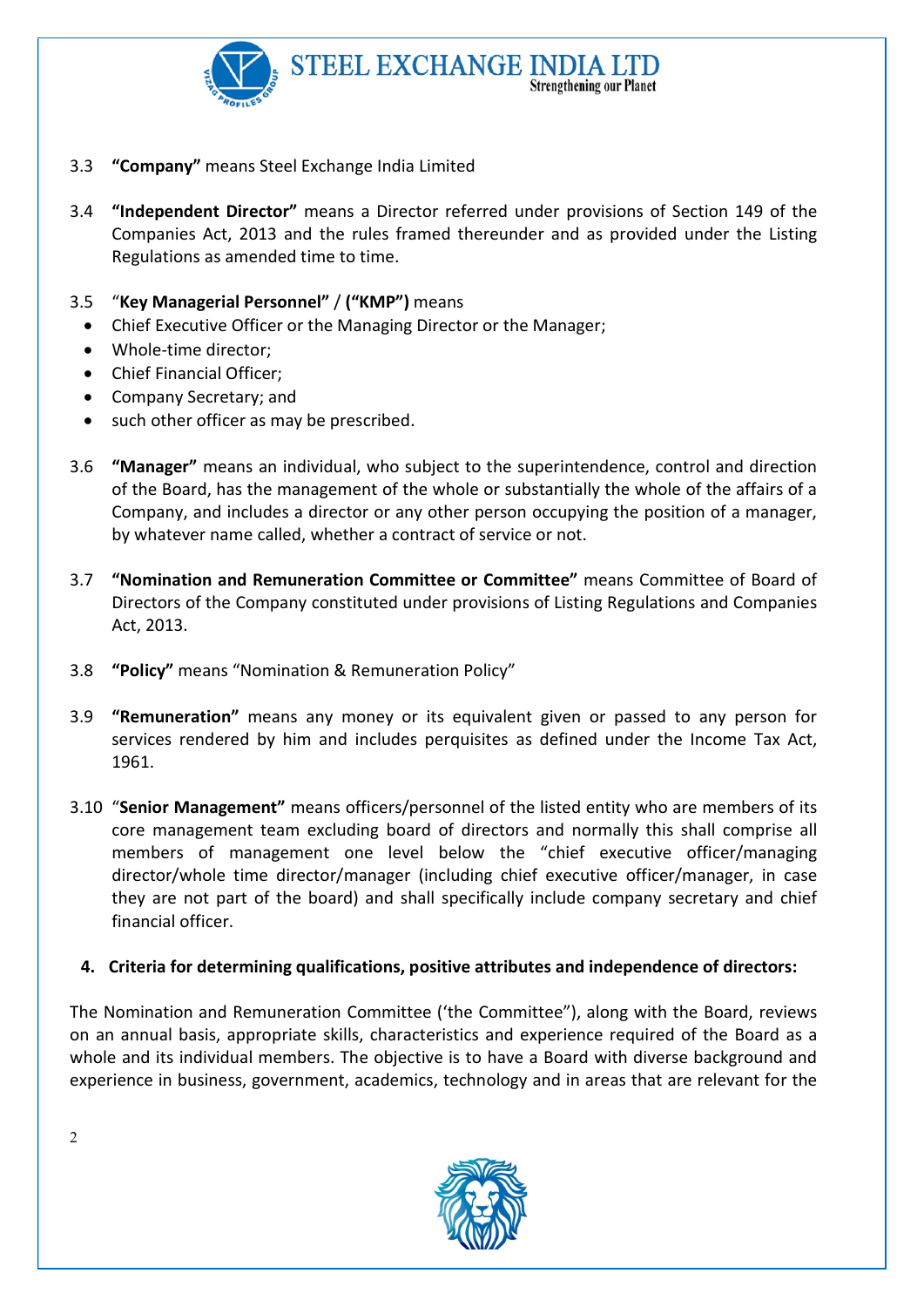3.3 **"Company"** means Steel Exchange India Limited

3.4 **"Independent Director"** means a Director referred under provisions of Section 149 of the Companies Act, 2013 and the rules framed thereunder and as provided under the Listing Regulations as amended time to time.

3.5 "**Key Managerial Personnel"** / **("KMP")** means

- Chief Executive Officer or the Managing Director or the Manager;
- Whole-time director;
- Chief Financial Officer;
- Company Secretary; and
- such other officer as may be prescribed.

3.6 **"Manager"** means an individual, who subject to the superintendence, control and direction of the Board, has the management of the whole or substantially the whole of the affairs of a Company, and includes a director or any other person occupying the position of a manager, by whatever name called, whether a contract of service or not.

3.7 **"Nomination and Remuneration Committee or Committee"** means Committee of Board of Directors of the Company constituted under provisions of Listing Regulations and Companies Act, 2013.

3.8 **"Policy"** means "Nomination & Remuneration Policy"

3.9 **"Remuneration"** means any money or its equivalent given or passed to any person for services rendered by him and includes perquisites as defined under the Income Tax Act, 1961.

3.10 "**Senior Management"** means officers/personnel of the listed entity who are members of its core management team excluding board of directors and normally this shall comprise all members of management one level below the "chief executive officer/managing director/whole time director/manager (including chief executive officer/manager, in case they are not part of the board) and shall specifically include company secretary and chief financial officer.

**4. Criteria for determining qualifications, positive attributes and independence of directors:**

The Nomination and Remuneration Committee ('the Committee"), along with the Board, reviews on an annual basis, appropriate skills, characteristics and experience required of the Board as a whole and its individual members. The objective is to have a Board with diverse background and experience in business, government, academics, technology and in areas that are relevant for the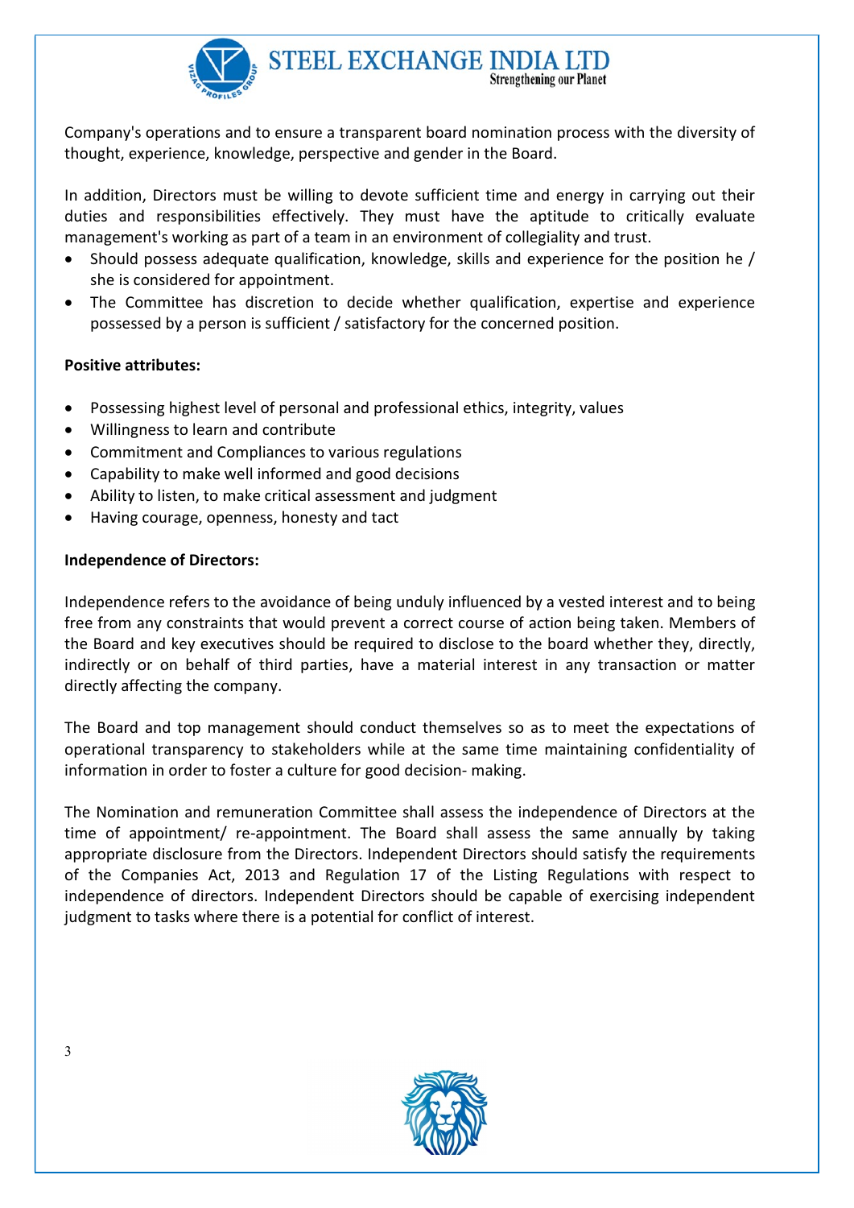Company's operations and to ensure a transparent board nomination process with the diversity of thought, experience, knowledge, perspective and gender in the Board.

In addition, Directors must be willing to devote sufficient time and energy in carrying out their duties and responsibilities effectively. They must have the aptitude to critically evaluate management's working as part of a team in an environment of collegiality and trust.

- Should possess adequate qualification, knowledge, skills and experience for the position he / she is considered for appointment.
- The Committee has discretion to decide whether qualification, expertise and experience possessed by a person is sufficient / satisfactory for the concerned position.

**Positive attributes:**

- Possessing highest level of personal and professional ethics, integrity, values
- Willingness to learn and contribute
- Commitment and Compliances to various regulations
- Capability to make well informed and good decisions
- Ability to listen, to make critical assessment and judgment
- Having courage, openness, honesty and tact

**Independence of Directors:**

Independence refers to the avoidance of being unduly influenced by a vested interest and to being free from any constraints that would prevent a correct course of action being taken. Members of the Board and key executives should be required to disclose to the board whether they, directly, indirectly or on behalf of third parties, have a material interest in any transaction or matter directly affecting the company.

The Board and top management should conduct themselves so as to meet the expectations of operational transparency to stakeholders while at the same time maintaining confidentiality of information in order to foster a culture for good decision- making.

The Nomination and remuneration Committee shall assess the independence of Directors at the time of appointment/ re-appointment. The Board shall assess the same annually by taking appropriate disclosure from the Directors. Independent Directors should satisfy the requirements of the Companies Act, 2013 and Regulation 17 of the Listing Regulations with respect to independence of directors. Independent Directors should be capable of exercising independent judgment to tasks where there is a potential for conflict of interest.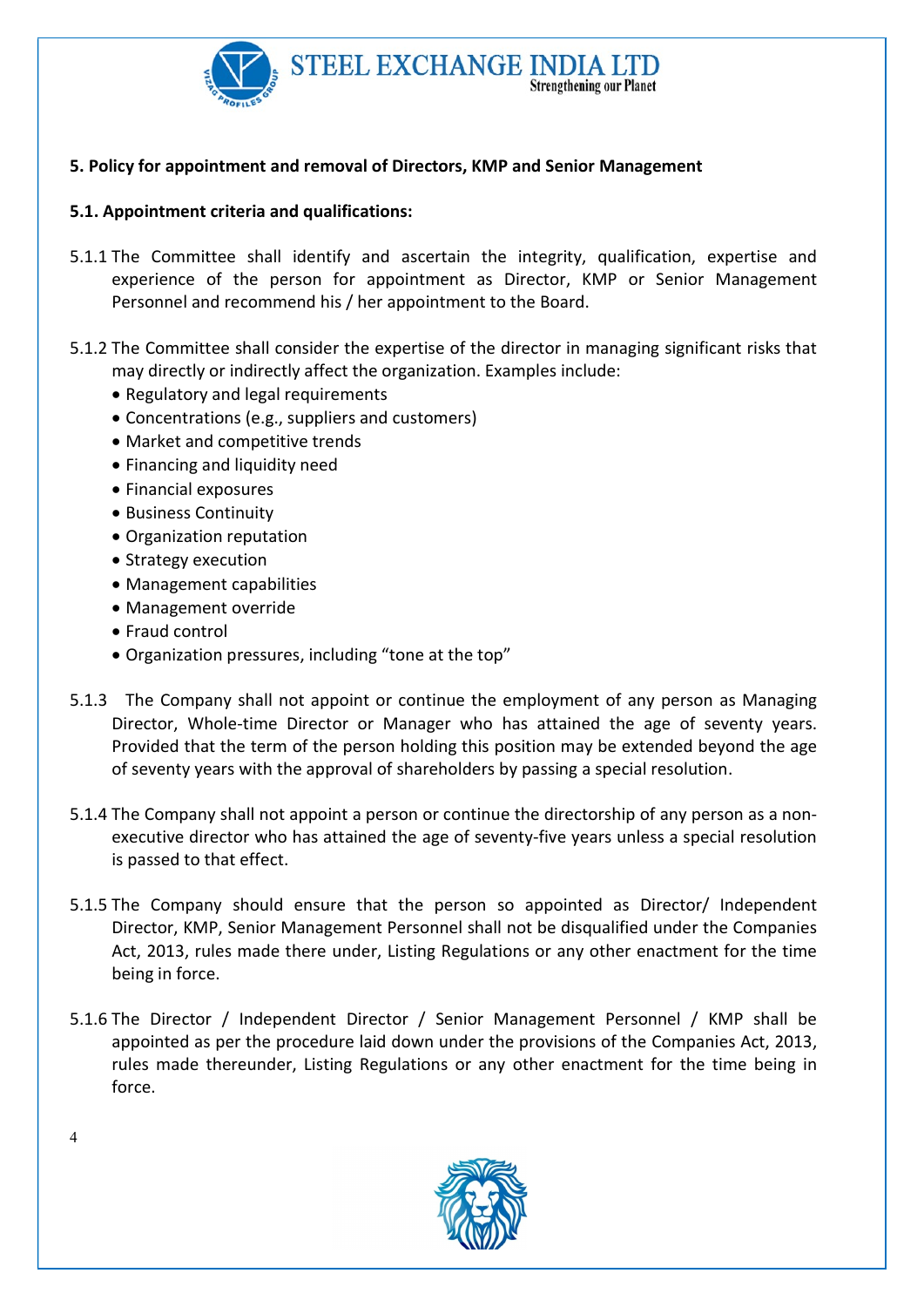**5. Policy for appointment and removal of Directors, KMP and Senior Management**

**5.1. Appointment criteria and qualifications:**

5.1.1 The Committee shall identify and ascertain the integrity, qualification, expertise and experience of the person for appointment as Director, KMP or Senior Management Personnel and recommend his / her appointment to the Board.

5.1.2 The Committee shall consider the expertise of the director in managing significant risks that may directly or indirectly affect the organization. Examples include:

- Regulatory and legal requirements
- Concentrations (e.g., suppliers and customers)
- Market and competitive trends
- Financing and liquidity need
- Financial exposures
- Business Continuity
- Organization reputation
- Strategy execution
- Management capabilities
- Management override
- Fraud control
- Organization pressures, including "tone at the top"

5.1.3 The Company shall not appoint or continue the employment of any person as Managing Director, Whole-time Director or Manager who has attained the age of seventy years. Provided that the term of the person holding this position may be extended beyond the age of seventy years with the approval of shareholders by passing a special resolution.

5.1.4 The Company shall not appoint a person or continue the directorship of any person as a non-executive director who has attained the age of seventy-five years unless a special resolution is passed to that effect.

5.1.5 The Company should ensure that the person so appointed as Director/ Independent Director, KMP, Senior Management Personnel shall not be disqualified under the Companies Act, 2013, rules made there under, Listing Regulations or any other enactment for the time being in force.

5.1.6 The Director / Independent Director / Senior Management Personnel / KMP shall be appointed as per the procedure laid down under the provisions of the Companies Act, 2013, rules made thereunder, Listing Regulations or any other enactment for the time being in force.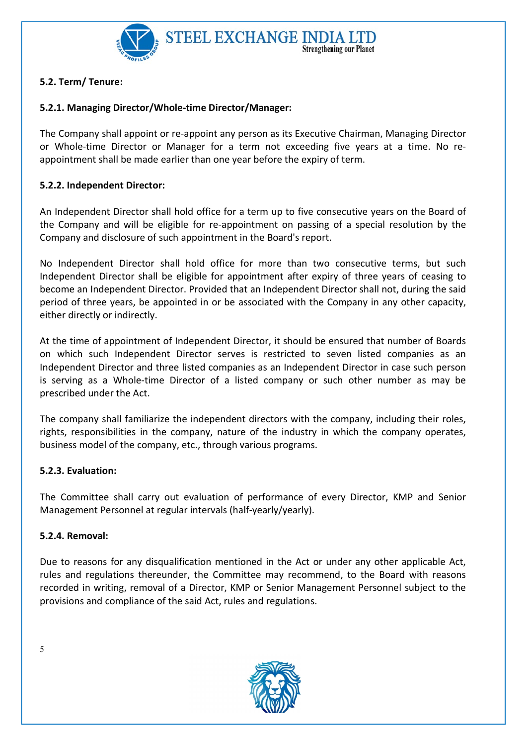### 5.2. Term/ Tenure:

#### 5.2.1. Managing Director/Whole-time Director/Manager:

The Company shall appoint or re-appoint any person as its Executive Chairman, Managing Director or Whole-time Director or Manager for a term not exceeding five years at a time. No re-appointment shall be made earlier than one year before the expiry of term.

#### 5.2.2. Independent Director:

An Independent Director shall hold office for a term up to five consecutive years on the Board of the Company and will be eligible for re-appointment on passing of a special resolution by the Company and disclosure of such appointment in the Board's report.

No Independent Director shall hold office for more than two consecutive terms, but such Independent Director shall be eligible for appointment after expiry of three years of ceasing to become an Independent Director. Provided that an Independent Director shall not, during the said period of three years, be appointed in or be associated with the Company in any other capacity, either directly or indirectly.

At the time of appointment of Independent Director, it should be ensured that number of Boards on which such Independent Director serves is restricted to seven listed companies as an Independent Director and three listed companies as an Independent Director in case such person is serving as a Whole-time Director of a listed company or such other number as may be prescribed under the Act.

The company shall familiarize the independent directors with the company, including their roles, rights, responsibilities in the company, nature of the industry in which the company operates, business model of the company, etc., through various programs.

#### 5.2.3. Evaluation:

The Committee shall carry out evaluation of performance of every Director, KMP and Senior Management Personnel at regular intervals (half-yearly/yearly).

#### 5.2.4. Removal:

Due to reasons for any disqualification mentioned in the Act or under any other applicable Act, rules and regulations thereunder, the Committee may recommend, to the Board with reasons recorded in writing, removal of a Director, KMP or Senior Management Personnel subject to the provisions and compliance of the said Act, rules and regulations.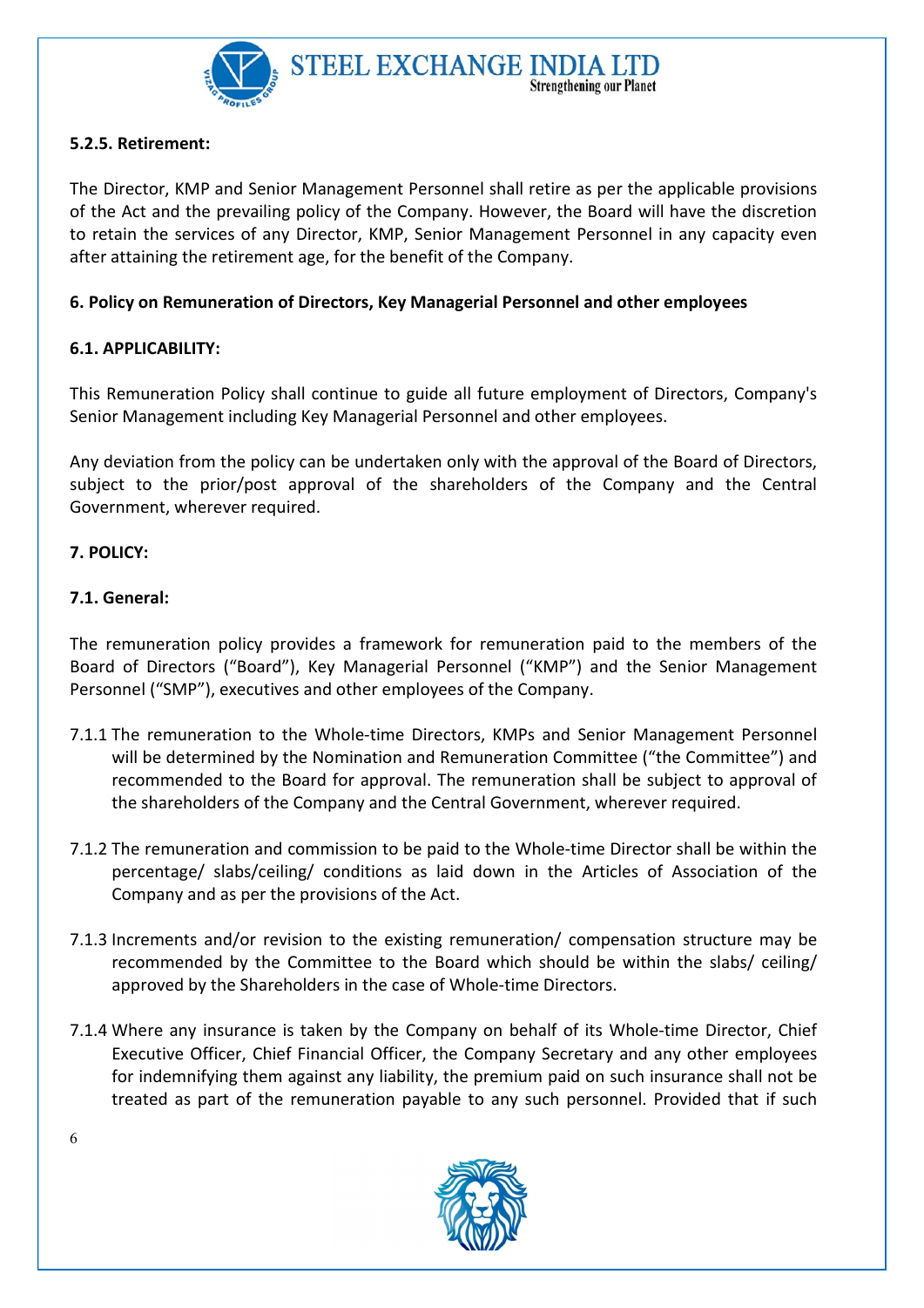#### 5.2.5. Retirement:

The Director, KMP and Senior Management Personnel shall retire as per the applicable provisions of the Act and the prevailing policy of the Company. However, the Board will have the discretion to retain the services of any Director, KMP, Senior Management Personnel in any capacity even after attaining the retirement age, for the benefit of the Company.

## 6. Policy on Remuneration of Directors, Key Managerial Personnel and other employees

### 6.1. APPLICABILITY:

This Remuneration Policy shall continue to guide all future employment of Directors, Company's Senior Management including Key Managerial Personnel and other employees.

Any deviation from the policy can be undertaken only with the approval of the Board of Directors, subject to the prior/post approval of the shareholders of the Company and the Central Government, wherever required.

## 7. POLICY:

### 7.1. General:

The remuneration policy provides a framework for remuneration paid to the members of the Board of Directors ("Board"), Key Managerial Personnel ("KMP") and the Senior Management Personnel ("SMP"), executives and other employees of the Company.

7.1.1 The remuneration to the Whole-time Directors, KMPs and Senior Management Personnel will be determined by the Nomination and Remuneration Committee ("the Committee") and recommended to the Board for approval. The remuneration shall be subject to approval of the shareholders of the Company and the Central Government, wherever required.

7.1.2 The remuneration and commission to be paid to the Whole-time Director shall be within the percentage/ slabs/ceiling/ conditions as laid down in the Articles of Association of the Company and as per the provisions of the Act.

7.1.3 Increments and/or revision to the existing remuneration/ compensation structure may be recommended by the Committee to the Board which should be within the slabs/ ceiling/ approved by the Shareholders in the case of Whole-time Directors.

7.1.4 Where any insurance is taken by the Company on behalf of its Whole-time Director, Chief Executive Officer, Chief Financial Officer, the Company Secretary and any other employees for indemnifying them against any liability, the premium paid on such insurance shall not be treated as part of the remuneration payable to any such personnel. Provided that if such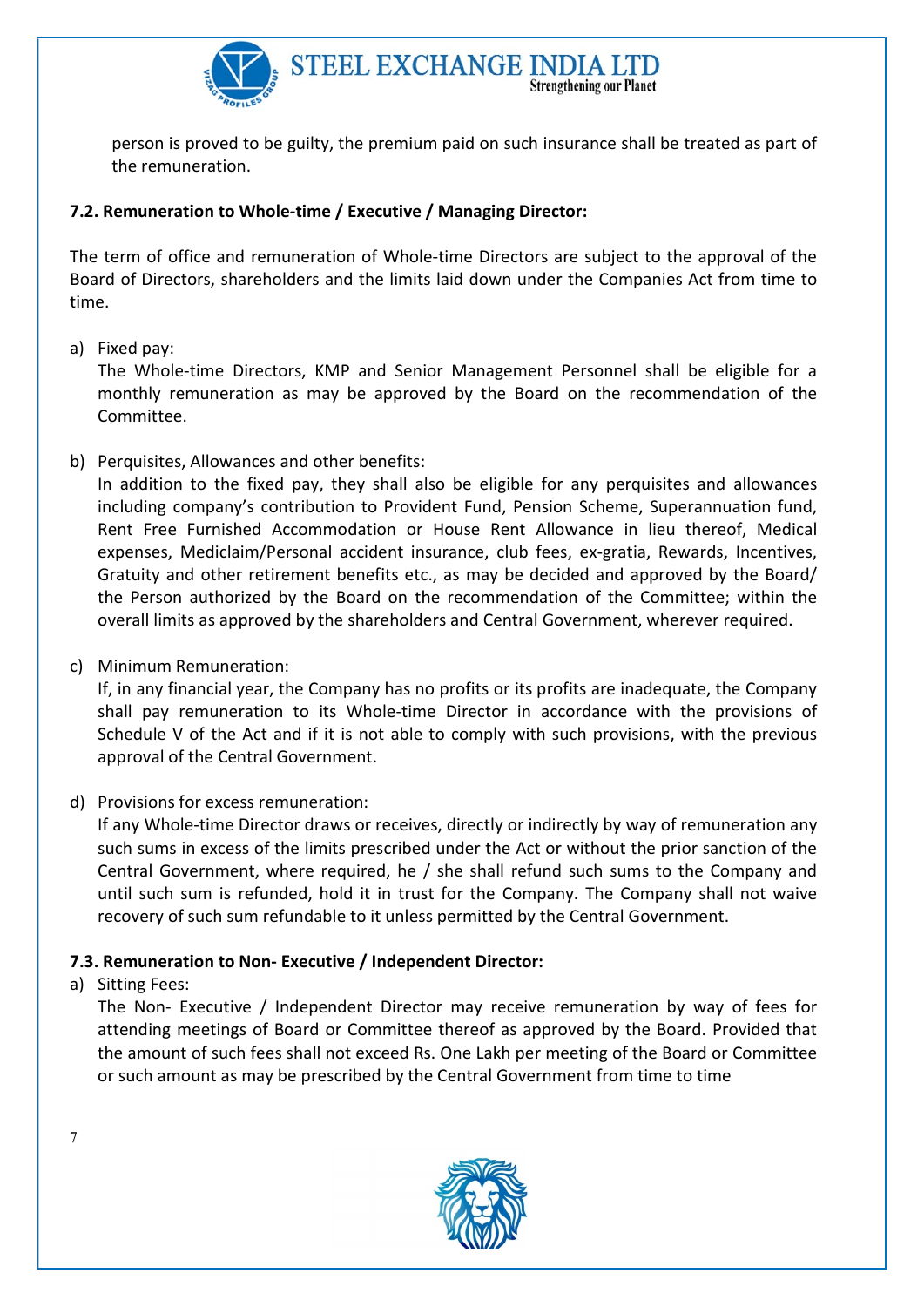person is proved to be guilty, the premium paid on such insurance shall be treated as part of the remuneration.

### 7.2. Remuneration to Whole-time / Executive / Managing Director:

The term of office and remuneration of Whole-time Directors are subject to the approval of the Board of Directors, shareholders and the limits laid down under the Companies Act from time to time.

a) Fixed pay:
   The Whole-time Directors, KMP and Senior Management Personnel shall be eligible for a monthly remuneration as may be approved by the Board on the recommendation of the Committee.

b) Perquisites, Allowances and other benefits:
   In addition to the fixed pay, they shall also be eligible for any perquisites and allowances including company's contribution to Provident Fund, Pension Scheme, Superannuation fund, Rent Free Furnished Accommodation or House Rent Allowance in lieu thereof, Medical expenses, Mediclaim/Personal accident insurance, club fees, ex-gratia, Rewards, Incentives, Gratuity and other retirement benefits etc., as may be decided and approved by the Board/ the Person authorized by the Board on the recommendation of the Committee; within the overall limits as approved by the shareholders and Central Government, wherever required.

c) Minimum Remuneration:
   If, in any financial year, the Company has no profits or its profits are inadequate, the Company shall pay remuneration to its Whole-time Director in accordance with the provisions of Schedule V of the Act and if it is not able to comply with such provisions, with the previous approval of the Central Government.

d) Provisions for excess remuneration:
   If any Whole-time Director draws or receives, directly or indirectly by way of remuneration any such sums in excess of the limits prescribed under the Act or without the prior sanction of the Central Government, where required, he / she shall refund such sums to the Company and until such sum is refunded, hold it in trust for the Company. The Company shall not waive recovery of such sum refundable to it unless permitted by the Central Government.

### 7.3. Remuneration to Non- Executive / Independent Director:

a) Sitting Fees:
   The Non- Executive / Independent Director may receive remuneration by way of fees for attending meetings of Board or Committee thereof as approved by the Board. Provided that the amount of such fees shall not exceed Rs. One Lakh per meeting of the Board or Committee or such amount as may be prescribed by the Central Government from time to time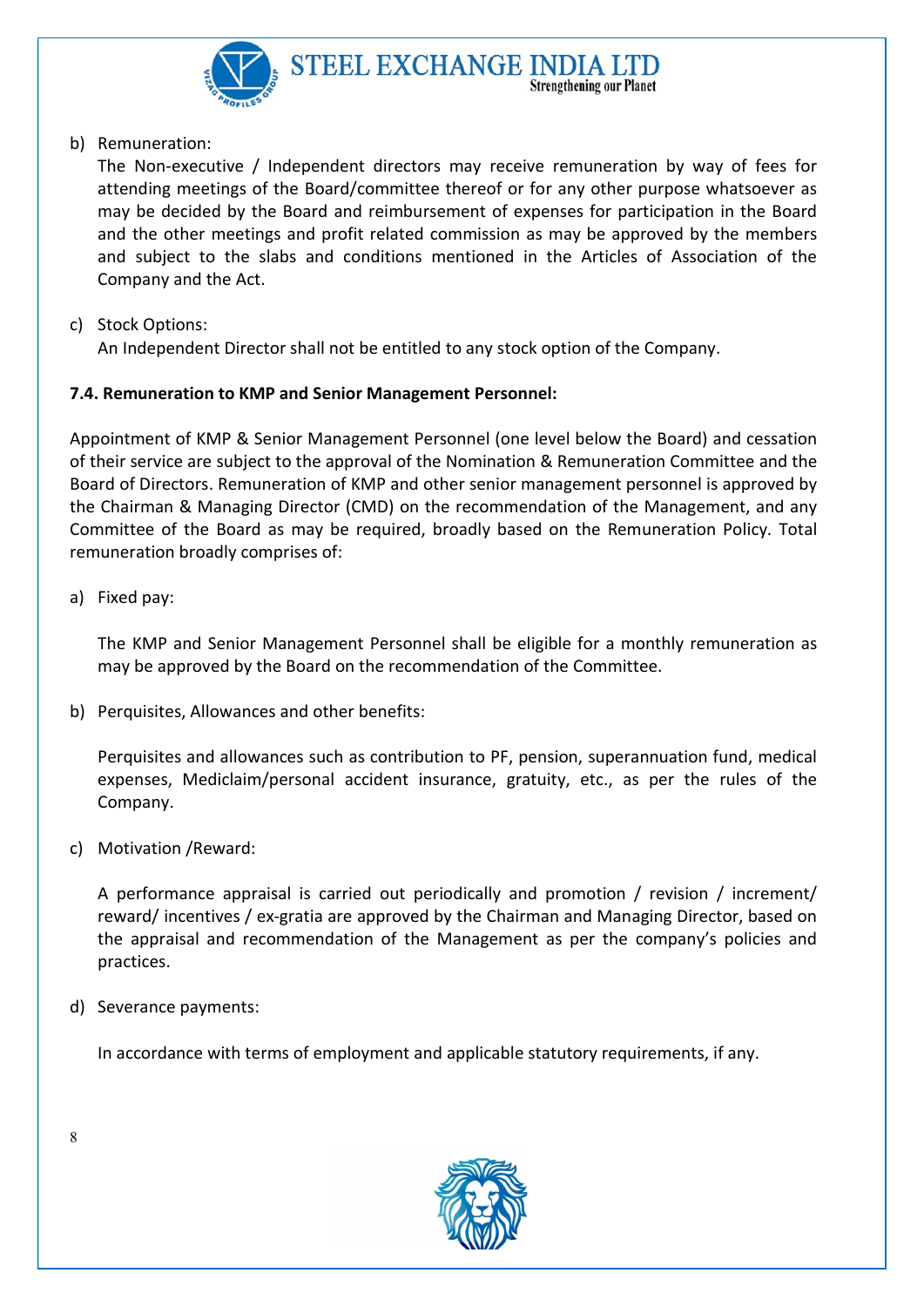b) Remuneration:

The Non-executive / Independent directors may receive remuneration by way of fees for attending meetings of the Board/committee thereof or for any other purpose whatsoever as may be decided by the Board and reimbursement of expenses for participation in the Board and the other meetings and profit related commission as may be approved by the members and subject to the slabs and conditions mentioned in the Articles of Association of the Company and the Act.

c) Stock Options:

An Independent Director shall not be entitled to any stock option of the Company.

**7.4. Remuneration to KMP and Senior Management Personnel:**

Appointment of KMP & Senior Management Personnel (one level below the Board) and cessation of their service are subject to the approval of the Nomination & Remuneration Committee and the Board of Directors. Remuneration of KMP and other senior management personnel is approved by the Chairman & Managing Director (CMD) on the recommendation of the Management, and any Committee of the Board as may be required, broadly based on the Remuneration Policy. Total remuneration broadly comprises of:

a) Fixed pay:

The KMP and Senior Management Personnel shall be eligible for a monthly remuneration as may be approved by the Board on the recommendation of the Committee.

b) Perquisites, Allowances and other benefits:

Perquisites and allowances such as contribution to PF, pension, superannuation fund, medical expenses, Mediclaim/personal accident insurance, gratuity, etc., as per the rules of the Company.

c) Motivation /Reward:

A performance appraisal is carried out periodically and promotion / revision / increment/ reward/ incentives / ex-gratia are approved by the Chairman and Managing Director, based on the appraisal and recommendation of the Management as per the company's policies and practices.

d) Severance payments:

In accordance with terms of employment and applicable statutory requirements, if any.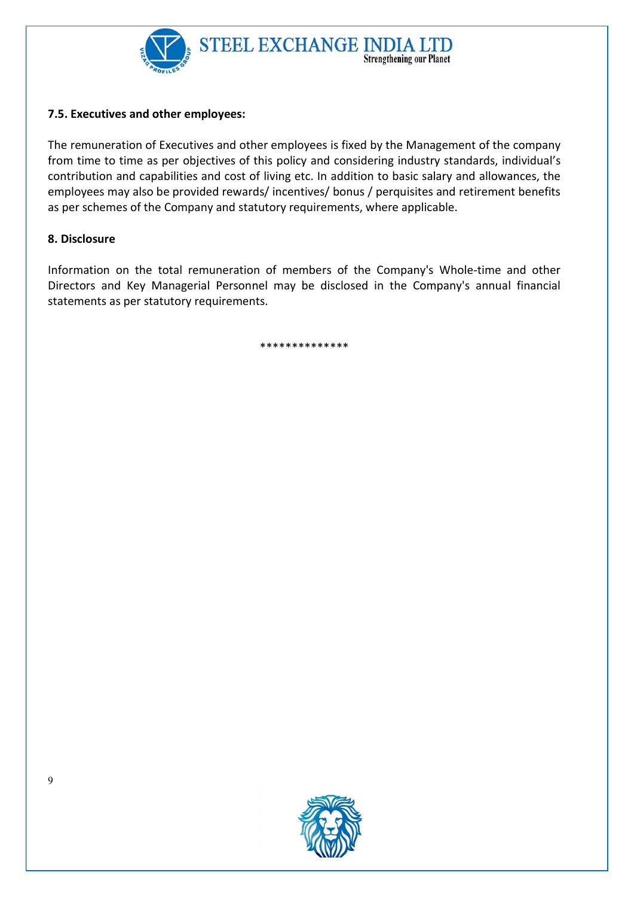### 7.5. Executives and other employees:

The remuneration of Executives and other employees is fixed by the Management of the company from time to time as per objectives of this policy and considering industry standards, individual's contribution and capabilities and cost of living etc. In addition to basic salary and allowances, the employees may also be provided rewards/ incentives/ bonus / perquisites and retirement benefits as per schemes of the Company and statutory requirements, where applicable.

### 8. Disclosure

Information on the total remuneration of members of the Company's Whole-time and other Directors and Key Managerial Personnel may be disclosed in the Company's annual financial statements as per statutory requirements.

**************